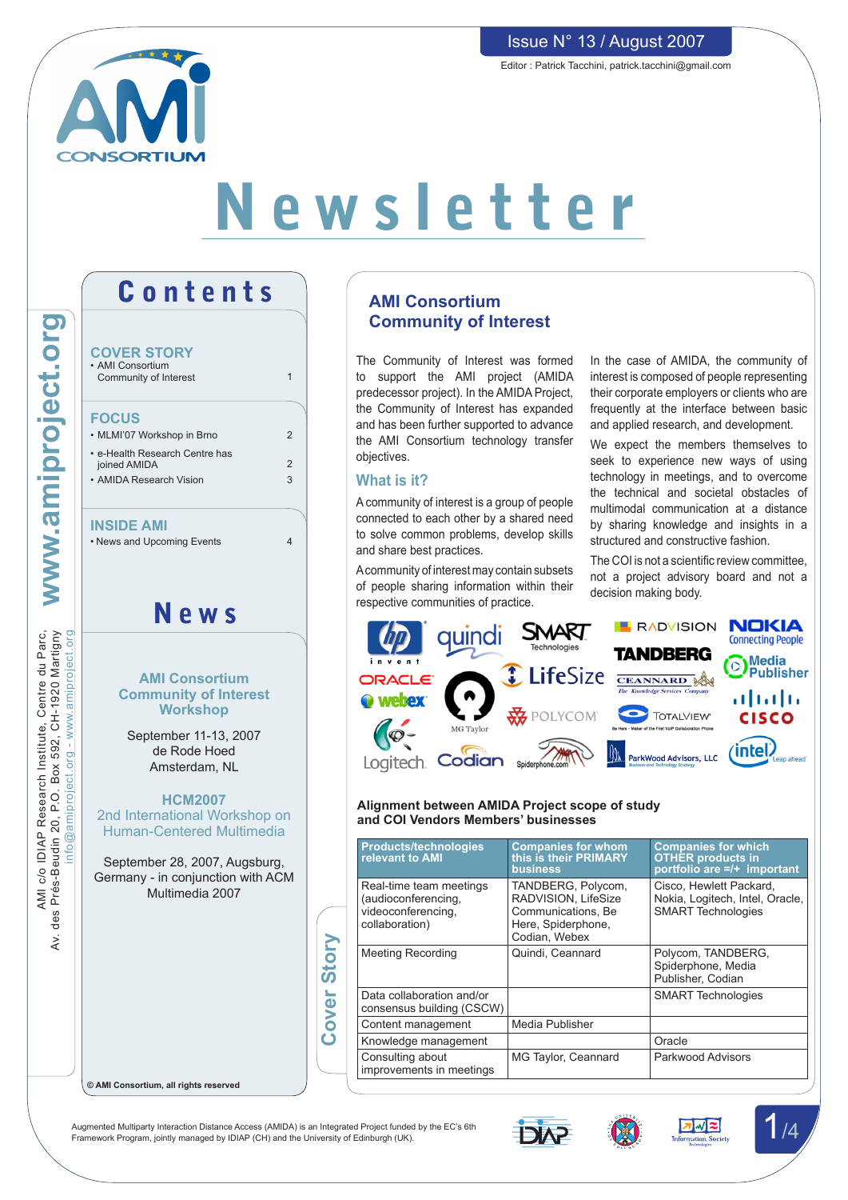Issue N° 13 / August 2007

Editor : Patrick Tacchini, patrick.tacchini@gmail.com

# Newsletter

## Contents

**COVER STORY**
- AMI Consortium Community of Interest — 1

**FOCUS**
- MLMI'07 Workshop in Brno — 2
- e-Health Research Centre has joined AMIDA — 2
- AMIDA Research Vision — 3

**INSIDE AMI**
- News and Upcoming Events — 4

## News

**AMI Consortium Community of Interest Workshop**

September 11-13, 2007
de Rode Hoed
Amsterdam, NL

**HCM2007**
2nd International Workshop on Human-Centered Multimedia

September 28, 2007, Augsburg, Germany - in conjunction with ACM Multimedia 2007

© AMI Consortium, all rights reserved

www.amiproject.org

AMI c/o IDIAP Research Institute, Centre du Parc, Av. des Prés-Beudin 20, P.O. Box 592, CH-1920 Martigny
info@amiproject.org - www.amiproject.org

Cover Story

## AMI Consortium Community of Interest

The Community of Interest was formed to support the AMI project (AMIDA predecessor project). In the AMIDA Project, the Community of Interest has expanded and has been further supported to advance the AMI Consortium technology transfer objectives.

### What is it?

A community of interest is a group of people connected to each other by a shared need to solve common problems, develop skills and share best practices.

A community of interest may contain subsets of people sharing information within their respective communities of practice.

In the case of AMIDA, the community of interest is composed of people representing their corporate employers or clients who are frequently at the interface between basic and applied research, and development.

We expect the members themselves to seek to experience new ways of using technology in meetings, and to overcome the technical and societal obstacles of multimodal communication at a distance by sharing knowledge and insights in a structured and constructive fashion.

The COI is not a scientific review committee, not a project advisory board and not a decision making body.

**Alignment between AMIDA Project scope of study and COI Vendors Members' businesses**

| Products/technologies relevant to AMI | Companies for whom this is their PRIMARY business | Companies for which OTHER products in portfolio are =/+ important |
|---|---|---|
| Real-time team meetings (audioconferencing, videoconferencing, collaboration) | TANDBERG, Polycom, RADVISION, LifeSize Communications, Be Here, Spiderphone, Codian, Webex | Cisco, Hewlett Packard, Nokia, Logitech, Intel, Oracle, SMART Technologies |
| Meeting Recording | Quindi, Ceannard | Polycom, TANDBERG, Spiderphone, Media Publisher, Codian |
| Data collaboration and/or consensus building (CSCW) | | SMART Technologies |
| Content management | Media Publisher | |
| Knowledge management | | Oracle |
| Consulting about improvements in meetings | MG Taylor, Ceannard | Parkwood Advisors |

Augmented Multiparty Interaction Distance Access (AMIDA) is an Integrated Project funded by the EC's 6th Framework Program, jointly managed by IDIAP (CH) and the University of Edinburgh (UK).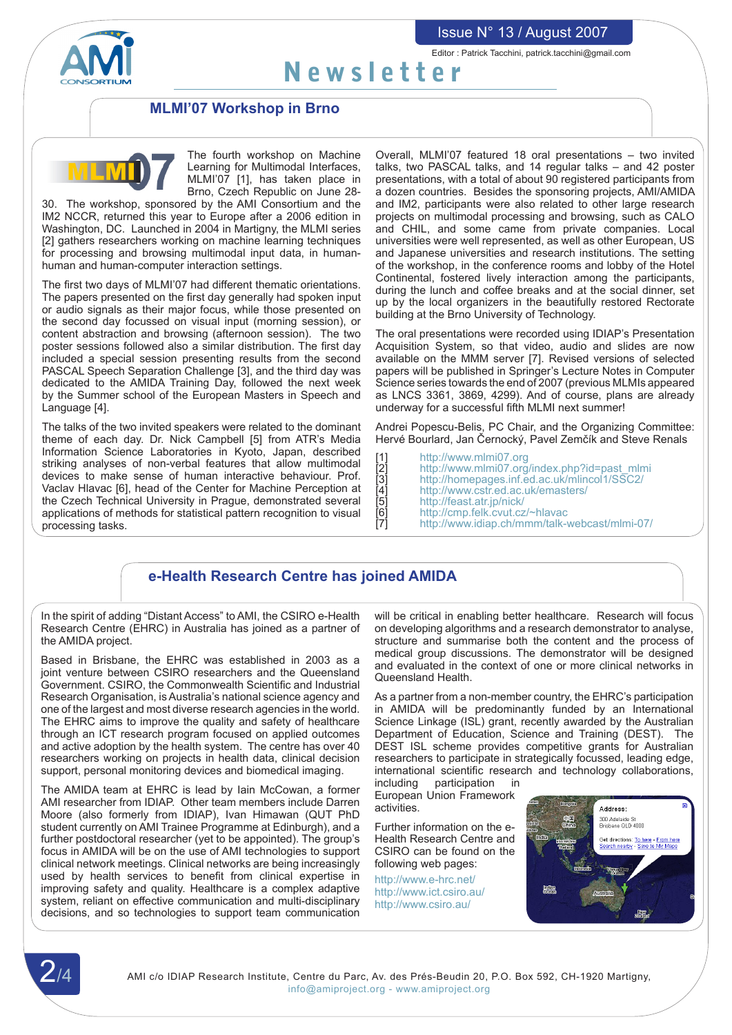## MLMI'07 Workshop in Brno

The fourth workshop on Machine Learning for Multimodal Interfaces, MLMI'07 [1], has taken place in Brno, Czech Republic on June 28-30. The workshop, sponsored by the AMI Consortium and the IM2 NCCR, returned this year to Europe after a 2006 edition in Washington, DC. Launched in 2004 in Martigny, the MLMI series [2] gathers researchers working on machine learning techniques for processing and browsing multimodal input data, in human-human and human-computer interaction settings.

The first two days of MLMI'07 had different thematic orientations. The papers presented on the first day generally had spoken input or audio signals as their major focus, while those presented on the second day focussed on visual input (morning session), or content abstraction and browsing (afternoon session). The two poster sessions followed also a similar distribution. The first day included a special session presenting results from the second PASCAL Speech Separation Challenge [3], and the third day was dedicated to the AMIDA Training Day, followed the next week by the Summer school of the European Masters in Speech and Language [4].

The talks of the two invited speakers were related to the dominant theme of each day. Dr. Nick Campbell [5] from ATR's Media Information Science Laboratories in Kyoto, Japan, described striking analyses of non-verbal features that allow multimodal devices to make sense of human interactive behaviour. Prof. Vaclav Hlavac [6], head of the Center for Machine Perception at the Czech Technical University in Prague, demonstrated several applications of methods for statistical pattern recognition to visual processing tasks.

Overall, MLMI'07 featured 18 oral presentations – two invited talks, two PASCAL talks, and 14 regular talks – and 42 poster presentations, with a total of about 90 registered participants from a dozen countries. Besides the sponsoring projects, AMI/AMIDA and IM2, participants were also related to other large research projects on multimodal processing and browsing, such as CALO and CHIL, and some came from private companies. Local universities were well represented, as well as other European, US and Japanese universities and research institutions. The setting of the workshop, in the conference rooms and lobby of the Hotel Continental, fostered lively interaction among the participants, during the lunch and coffee breaks and at the social dinner, set up by the local organizers in the beautifully restored Rectorate building at the Brno University of Technology.

The oral presentations were recorded using IDIAP's Presentation Acquisition System, so that video, audio and slides are now available on the MMM server [7]. Revised versions of selected papers will be published in Springer's Lecture Notes in Computer Science series towards the end of 2007 (previous MLMIs appeared as LNCS 3361, 3869, 4299). And of course, plans are already underway for a successful fifth MLMI next summer!

Andrei Popescu-Belis, PC Chair, and the Organizing Committee: Hervé Bourlard, Jan Černocký, Pavel Zemčík and Steve Renals

[1] http://www.mlmi07.org
[2] http://www.mlmi07.org/index.php?id=past_mlmi
[3] http://homepages.inf.ed.ac.uk/mlincol1/SSC2/
[4] http://www.cstr.ed.ac.uk/emasters/
[5] http://feast.atr.jp/nick/
[6] http://cmp.felk.cvut.cz/~hlavac
[7] http://www.idiap.ch/mmm/talk-webcast/mlmi-07/

## e-Health Research Centre has joined AMIDA

In the spirit of adding "Distant Access" to AMI, the CSIRO e-Health Research Centre (EHRC) in Australia has joined as a partner of the AMIDA project.

Based in Brisbane, the EHRC was established in 2003 as a joint venture between CSIRO researchers and the Queensland Government. CSIRO, the Commonwealth Scientific and Industrial Research Organisation, is Australia's national science agency and one of the largest and most diverse research agencies in the world. The EHRC aims to improve the quality and safety of healthcare through an ICT research program focused on applied outcomes and active adoption by the health system. The centre has over 40 researchers working on projects in health data, clinical decision support, personal monitoring devices and biomedical imaging.

The AMIDA team at EHRC is lead by Iain McCowan, a former AMI researcher from IDIAP. Other team members include Darren Moore (also formerly from IDIAP), Ivan Himawan (QUT PhD student currently on AMI Trainee Programme at Edinburgh), and a further postdoctoral researcher (yet to be appointed). The group's focus in AMIDA will be on the use of AMI technologies to support clinical network meetings. Clinical networks are being increasingly used by health services to benefit from clinical expertise in improving safety and quality. Healthcare is a complex adaptive system, reliant on effective communication and multi-disciplinary decisions, and so technologies to support team communication will be critical in enabling better healthcare. Research will focus on developing algorithms and a research demonstrator to analyse, structure and summarise both the content and the process of medical group discussions. The demonstrator will be designed and evaluated in the context of one or more clinical networks in Queensland Health.

As a partner from a non-member country, the EHRC's participation in AMIDA will be predominantly funded by an International Science Linkage (ISL) grant, recently awarded by the Australian Department of Education, Science and Training (DEST). The DEST ISL scheme provides competitive grants for Australian researchers to participate in strategically focussed, leading edge, international scientific research and technology collaborations, including participation in European Union Framework activities.

Further information on the e-Health Research Centre and CSIRO can be found on the following web pages:

http://www.e-hrc.net/
http://www.ict.csiro.au/
http://www.csiro.au/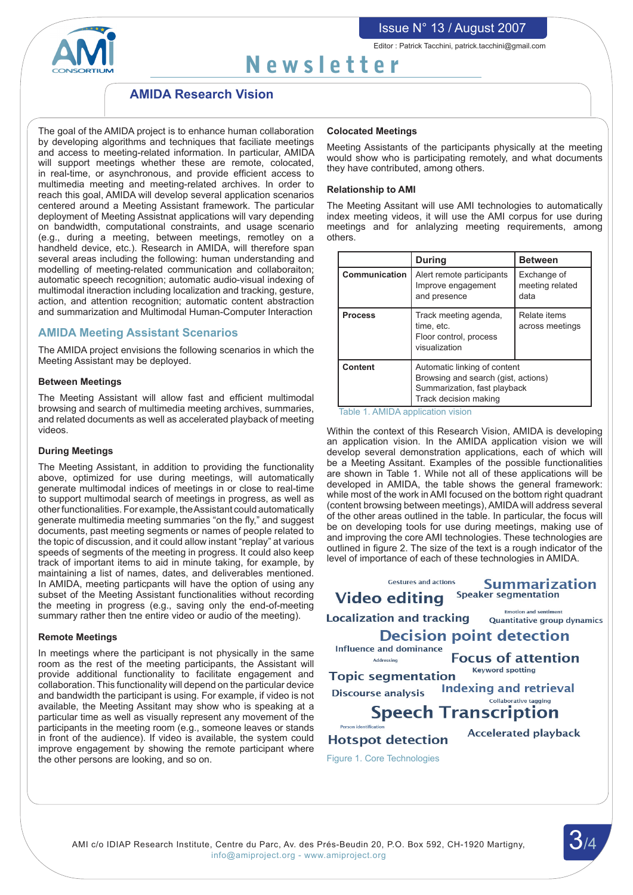## AMIDA Research Vision

The goal of the AMIDA project is to enhance human collaboration by developing algorithms and techniques that faciliate meetings and access to meeting-related information. In particular, AMIDA will support meetings whether these are remote, colocated, in real-time, or asynchronous, and provide efficient access to multimedia meeting and meeting-related archives. In order to reach this goal, AMIDA will develop several application scenarios centered around a Meeting Assistant framework. The particular deployment of Meeting Assistnat applications will vary depending on bandwidth, computational constraints, and usage scenario (e.g., during a meeting, between meetings, remotley on a handheld device, etc.). Research in AMIDA, will therefore span several areas including the following: human understanding and modelling of meeting-related communication and collaboraiton; automatic speech recognition; automatic audio-visual indexing of multimodal itneraction including localization and tracking, gesture, action, and attention recognition; automatic content abstraction and summarization and Multimodal Human-Computer Interaction

### AMIDA Meeting Assistant Scenarios

The AMIDA project envisions the following scenarios in which the Meeting Assistant may be deployed.

#### Between Meetings

The Meeting Assistant will allow fast and efficient multimodal browsing and search of multimedia meeting archives, summaries, and related documents as well as accelerated playback of meeting videos.

#### During Meetings

The Meeting Assistant, in addition to providing the functionality above, optimized for use during meetings, will automatically generate multimodal indices of meetings in or close to real-time to support multimodal search of meetings in progress, as well as other functionalities. For example, the Assistant could automatically generate multimedia meeting summaries "on the fly," and suggest documents, past meeting segments or names of people related to the topic of discussion, and it could allow instant "replay" at various speeds of segments of the meeting in progress. It could also keep track of important items to aid in minute taking, for example, by maintaining a list of names, dates, and deliverables mentioned. In AMIDA, meeting particpants will have the option of using any subset of the Meeting Assistant functionalities without recording the meeting in progress (e.g., saving only the end-of-meeting summary rather then tne entire video or audio of the meeting).

#### Remote Meetings

In meetings where the participant is not physically in the same room as the rest of the meeting participants, the Assistant will provide additional functionality to facilitate engagement and collaboration. This functionality will depend on the particular device and bandwidth the participant is using. For example, if video is not available, the Meeting Assistant may show who is speaking at a particular time as well as visually represent any movement of the participants in the meeting room (e.g., someone leaves or stands in front of the audience). If video is available, the system could improve engagement by showing the remote participant where the other persons are looking, and so on.

#### Colocated Meetings

Meeting Assistants of the participants physically at the meeting would show who is participating remotely, and what documents they have contributed, among others.

#### Relationship to AMI

The Meeting Assitant will use AMI technologies to automatically index meeting videos, it will use the AMI corpus for use during meetings and for anlalyzing meeting requirements, among others.

| | During | Between |
|---|---|---|
| **Communication** | Alert remote participants<br>Improve engagement and presence | Exchange of meeting related data |
| **Process** | Track meeting agenda, time, etc.<br>Floor control, process visualization | Relate items across meetings |
| **Content** | Automatic linking of content<br>Browsing and search (gist, actions)<br>Summarization, fast playback<br>Track decision making | |

Table 1. AMIDA application vision

Within the context of this Research Vision, AMIDA is developing an application vision. In the AMIDA application vision we will develop several demonstration applications, each of which will be a Meeting Assistant. Examples of the possible functionalities are shown in Table 1. While not all of these applications will be developed in AMIDA, the table shows the general framework: while most of the work in AMI focused on the bottom right quadrant (content browsing between meetings), AMIDA will address several of the other areas outlined in the table. In particular, the focus will be on developing tools for use during meetings, making use of and improving the core AMI technologies. These technologies are outlined in figure 2. The size of the text is a rough indicator of the level of importance of each of these technologies in AMIDA.

Gestures and actions — Summarization — Video editing — Speaker segmentation — Localization and tracking — Emotion and sentiment — Quantitative group dynamics — Decision point detection — Influence and dominance — Addressing — Focus of attention — Keyword spotting — Topic segmentation — Discourse analysis — Indexing and retrieval — Collaborative tagging — Speech Transcription — Person identification — Hotspot detection — Accelerated playback

Figure 1. Core Technologies

AMI c/o IDIAP Research Institute, Centre du Parc, Av. des Prés-Beudin 20, P.O. Box 592, CH-1920 Martigny,
info@amiproject.org - www.amiproject.org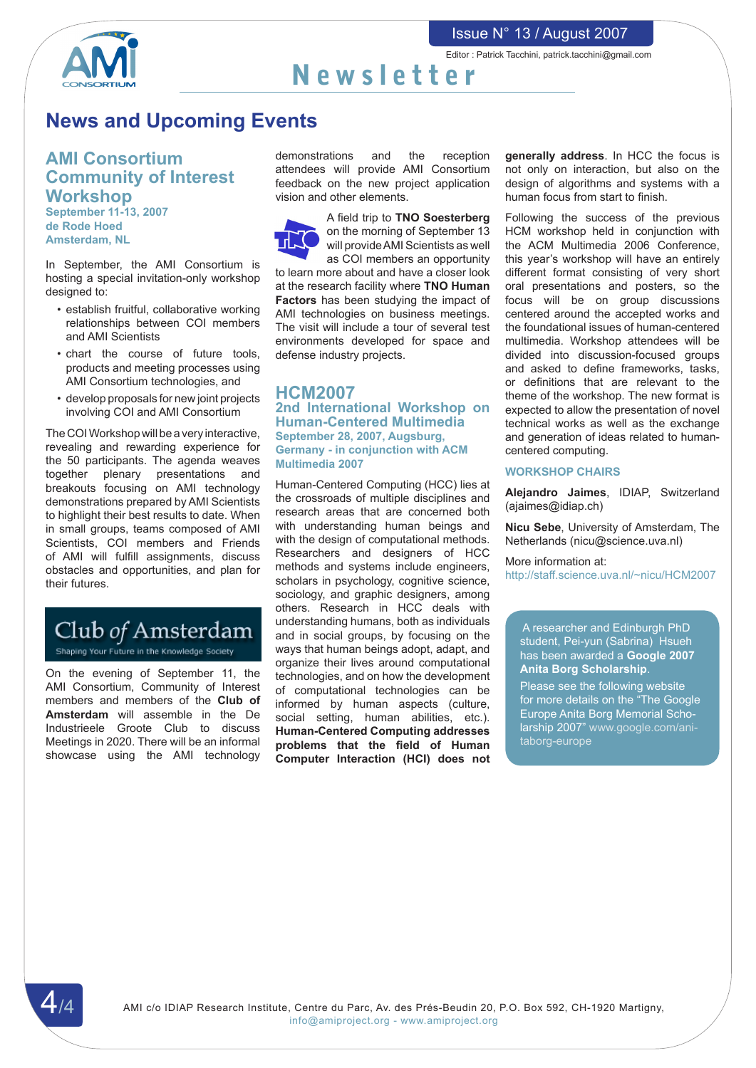Issue N° 13 / August 2007

Editor : Patrick Tacchini, patrick.tacchini@gmail.com

# Newsletter

## News and Upcoming Events

### AMI Consortium Community of Interest Workshop

**September 11-13, 2007**
**de Rode Hoed**
**Amsterdam, NL**

In September, the AMI Consortium is hosting a special invitation-only workshop designed to:

- establish fruitful, collaborative working relationships between COI members and AMI Scientists
- chart the course of future tools, products and meeting processes using AMI Consortium technologies, and
- develop proposals for new joint projects involving COI and AMI Consortium

The COI Workshop will be a very interactive, revealing and rewarding experience for the 50 participants. The agenda weaves together plenary presentations and breakouts focusing on AMI technology demonstrations prepared by AMI Scientists to highlight their best results to date. When in small groups, teams composed of AMI Scientists, COI members and Friends of AMI will fulfill assignments, discuss obstacles and opportunities, and plan for their futures.

Club of Amsterdam
Shaping Your Future in the Knowledge Society

On the evening of September 11, the AMI Consortium, Community of Interest members and members of the **Club of Amsterdam** will assemble in the De Industrieele Groote Club to discuss Meetings in 2020. There will be an informal showcase using the AMI technology demonstrations and the reception attendees will provide AMI Consortium feedback on the new project application vision and other elements.

A field trip to **TNO Soesterberg** on the morning of September 13 will provide AMI Scientists as well as COI members an opportunity to learn more about and have a closer look at the research facility where **TNO Human Factors** has been studying the impact of AMI technologies on business meetings. The visit will include a tour of several test environments developed for space and defense industry projects.

### HCM2007

**2nd International Workshop on Human-Centered Multimedia**

**September 28, 2007, Augsburg, Germany - in conjunction with ACM Multimedia 2007**

Human-Centered Computing (HCC) lies at the crossroads of multiple disciplines and research areas that are concerned both with understanding human beings and with the design of computational methods. Researchers and designers of HCC methods and systems include engineers, scholars in psychology, cognitive science, sociology, and graphic designers, among others. Research in HCC deals with understanding humans, both as individuals and in social groups, by focusing on the ways that human beings adopt, adapt, and organize their lives around computational technologies, and on how the development of computational technologies can be informed by human aspects (culture, social setting, human abilities, etc.). **Human-Centered Computing addresses problems that the field of Human Computer Interaction (HCI) does not generally address**. In HCC the focus is not only on interaction, but also on the design of algorithms and systems with a human focus from start to finish.

Following the success of the previous HCM workshop held in conjunction with the ACM Multimedia 2006 Conference, this year's workshop will have an entirely different format consisting of very short oral presentations and posters, so the focus will be on group discussions centered around the accepted works and the foundational issues of human-centered multimedia. Workshop attendees will be divided into discussion-focused groups and asked to define frameworks, tasks, or definitions that are relevant to the theme of the workshop. The new format is expected to allow the presentation of novel technical works as well as the exchange and generation of ideas related to human-centered computing.

#### WORKSHOP CHAIRS

**Alejandro Jaimes**, IDIAP, Switzerland (ajaimes@idiap.ch)

**Nicu Sebe**, University of Amsterdam, The Netherlands (nicu@science.uva.nl)

More information at:
http://staff.science.uva.nl/~nicu/HCM2007

A researcher and Edinburgh PhD student, Pei-yun (Sabrina) Hsueh has been awarded a **Google 2007 Anita Borg Scholarship**.

Please see the following website for more details on the "The Google Europe Anita Borg Memorial Scholarship 2007" www.google.com/anitaborg-europe

AMI c/o IDIAP Research Institute, Centre du Parc, Av. des Prés-Beudin 20, P.O. Box 592, CH-1920 Martigny,
info@amiproject.org - www.amiproject.org